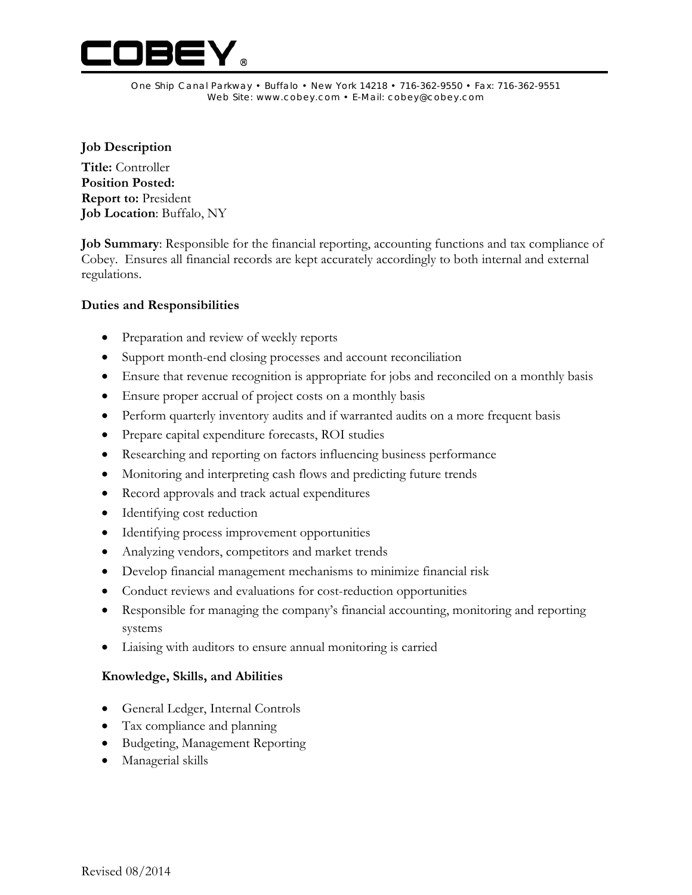# COBEY®

One Ship Canal Parkway • Buffalo • New York 14218 • 716-362-9550 • Fax: 716-362-9551
Web Site: www.cobey.com • E-Mail: cobey@cobey.com

**Job Description**

**Title:** Controller
**Position Posted:**
**Report to:** President
**Job Location**: Buffalo, NY

**Job Summary**: Responsible for the financial reporting, accounting functions and tax compliance of Cobey. Ensures all financial records are kept accurately accordingly to both internal and external regulations.

**Duties and Responsibilities**

- Preparation and review of weekly reports
- Support month-end closing processes and account reconciliation
- Ensure that revenue recognition is appropriate for jobs and reconciled on a monthly basis
- Ensure proper accrual of project costs on a monthly basis
- Perform quarterly inventory audits and if warranted audits on a more frequent basis
- Prepare capital expenditure forecasts, ROI studies
- Researching and reporting on factors influencing business performance
- Monitoring and interpreting cash flows and predicting future trends
- Record approvals and track actual expenditures
- Identifying cost reduction
- Identifying process improvement opportunities
- Analyzing vendors, competitors and market trends
- Develop financial management mechanisms to minimize financial risk
- Conduct reviews and evaluations for cost-reduction opportunities
- Responsible for managing the company's financial accounting, monitoring and reporting systems
- Liaising with auditors to ensure annual monitoring is carried

**Knowledge, Skills, and Abilities**

- General Ledger, Internal Controls
- Tax compliance and planning
- Budgeting, Management Reporting
- Managerial skills

Revised 08/2014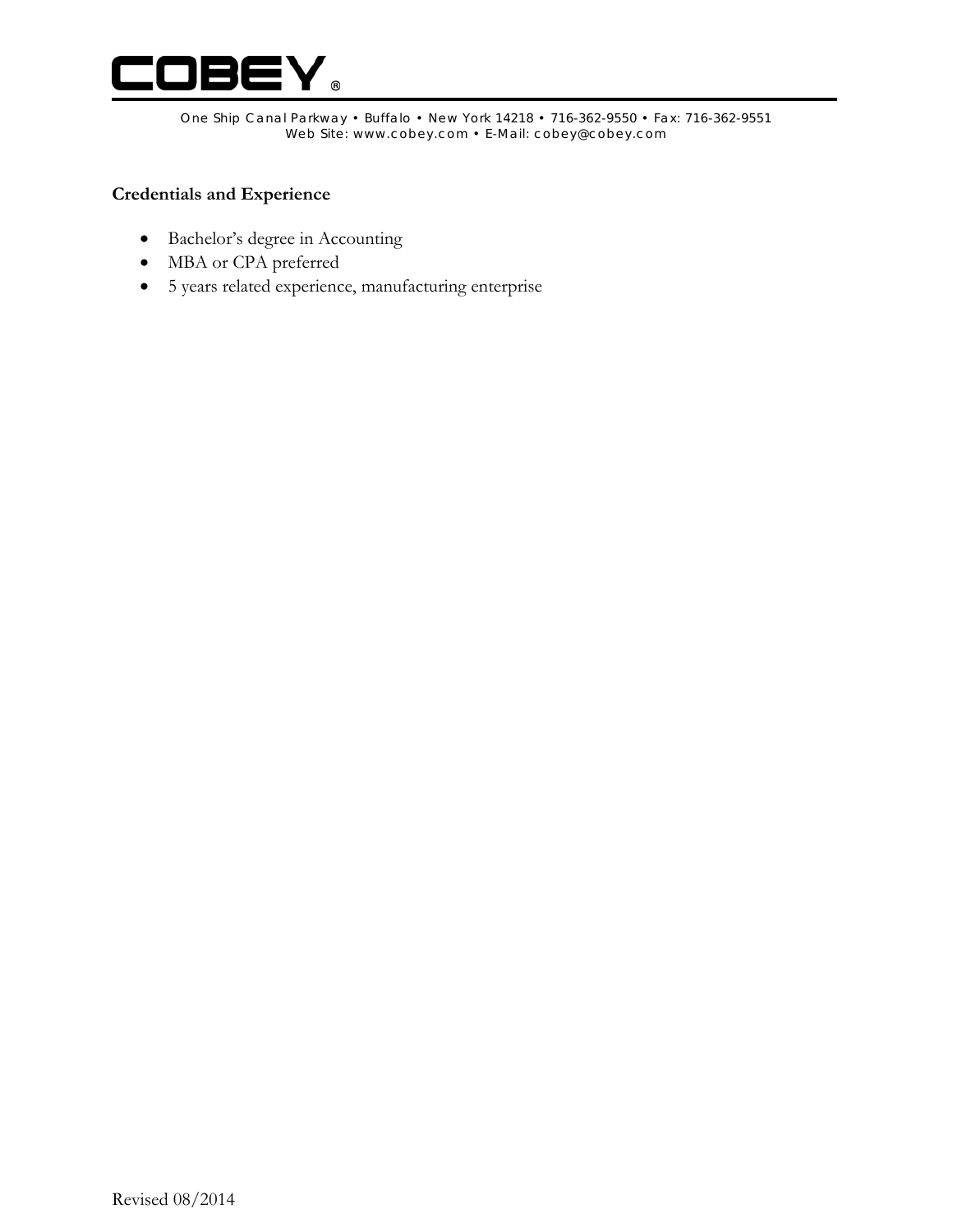# COBEY®

One Ship Canal Parkway • Buffalo • New York 14218 • 716-362-9550 • Fax: 716-362-9551
Web Site: www.cobey.com • E-Mail: cobey@cobey.com

**Credentials and Experience**

- Bachelor's degree in Accounting
- MBA or CPA preferred
- 5 years related experience, manufacturing enterprise

Revised 08/2014